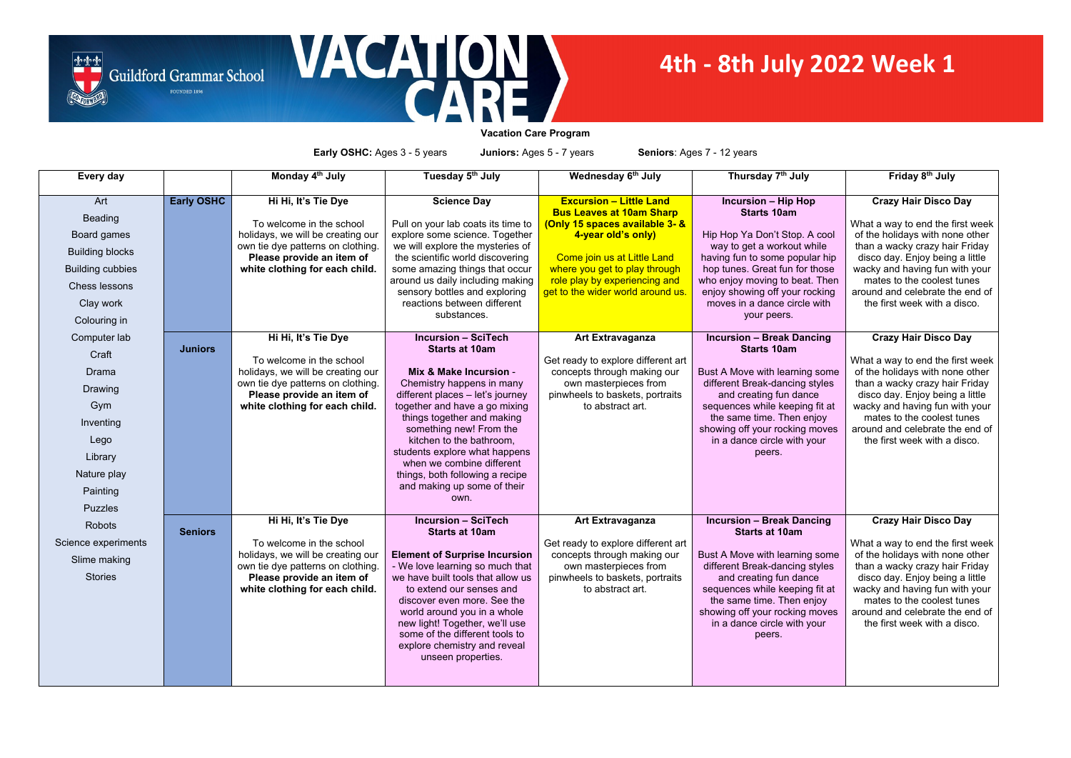Guildford Grammar School

FOUNDED 1896

# VACATION CARE

# 4th - 8th July 2022 Week 1

**Vacation Care Program**

**Early OSHC:** Ages 3 - 5 years **Juniors:** Ages 5 - 7 years **Seniors**: Ages 7 - 12 years

| Every day | | Monday 4th July | Tuesday 5th July | Wednesday 6th July | Thursday 7th July | Friday 8th July |
|---|---|---|---|---|---|---|
| Art<br>Beading<br>Board games<br>Building blocks<br>Building cubbies<br>Chess lessons<br>Clay work<br>Colouring in | **Early OSHC** | **Hi Hi, It's Tie Dye**<br><br>To welcome in the school holidays, we will be creating our own tie dye patterns on clothing. **Please provide an item of white clothing for each child.** | **Science Day**<br><br>Pull on your lab coats its time to explore some science. Together we will explore the mysteries of the scientific world discovering some amazing things that occur around us daily including making sensory bottles and exploring reactions between different substances. | **Excursion – Little Land Bus Leaves at 10am Sharp (Only 15 spaces available 3- & 4-year old's only)**<br><br>Come join us at Little Land where you get to play through role play by experiencing and get to the wider world around us. | **Incursion – Hip Hop Starts 10am**<br><br>Hip Hop Ya Don't Stop. A cool way to get a workout while having fun to some popular hip hop tunes. Great fun for those who enjoy moving to beat. Then enjoy showing off your rocking moves in a dance circle with your peers. | **Crazy Hair Disco Day**<br><br>What a way to end the first week of the holidays with none other than a wacky crazy hair Friday disco day. Enjoy being a little wacky and having fun with your mates to the coolest tunes around and celebrate the end of the first week with a disco. |
| Computer lab<br>Craft<br>Drama<br>Drawing<br>Gym<br>Inventing<br>Lego<br>Library<br>Nature play<br>Painting<br>Puzzles | **Juniors** | **Hi Hi, It's Tie Dye**<br><br>To welcome in the school holidays, we will be creating our own tie dye patterns on clothing. **Please provide an item of white clothing for each child.** | **Incursion – SciTech Starts at 10am**<br><br>**Mix & Make Incursion** - Chemistry happens in many different places – let's journey together and have a go mixing things together and making something new! From the kitchen to the bathroom, students explore what happens when we combine different things, both following a recipe and making up some of their own. | **Art Extravaganza**<br><br>Get ready to explore different art concepts through making our own masterpieces from pinwheels to baskets, portraits to abstract art. | **Incursion – Break Dancing Starts 10am**<br><br>Bust A Move with learning some different Break-dancing styles and creating fun dance sequences while keeping fit at the same time. Then enjoy showing off your rocking moves in a dance circle with your peers. | **Crazy Hair Disco Day**<br><br>What a way to end the first week of the holidays with none other than a wacky crazy hair Friday disco day. Enjoy being a little wacky and having fun with your mates to the coolest tunes around and celebrate the end of the first week with a disco. |
| Robots<br>Science experiments<br>Slime making<br>Stories | **Seniors** | **Hi Hi, It's Tie Dye**<br><br>To welcome in the school holidays, we will be creating our own tie dye patterns on clothing. **Please provide an item of white clothing for each child.** | **Incursion – SciTech Starts at 10am**<br><br>**Element of Surprise Incursion** - We love learning so much that we have built tools that allow us to extend our senses and discover even more. See the world around you in a whole new light! Together, we'll use some of the different tools to explore chemistry and reveal unseen properties. | **Art Extravaganza**<br><br>Get ready to explore different art concepts through making our own masterpieces from pinwheels to baskets, portraits to abstract art. | **Incursion – Break Dancing Starts at 10am**<br><br>Bust A Move with learning some different Break-dancing styles and creating fun dance sequences while keeping fit at the same time. Then enjoy showing off your rocking moves in a dance circle with your peers. | **Crazy Hair Disco Day**<br><br>What a way to end the first week of the holidays with none other than a wacky crazy hair Friday disco day. Enjoy being a little wacky and having fun with your mates to the coolest tunes around and celebrate the end of the first week with a disco. |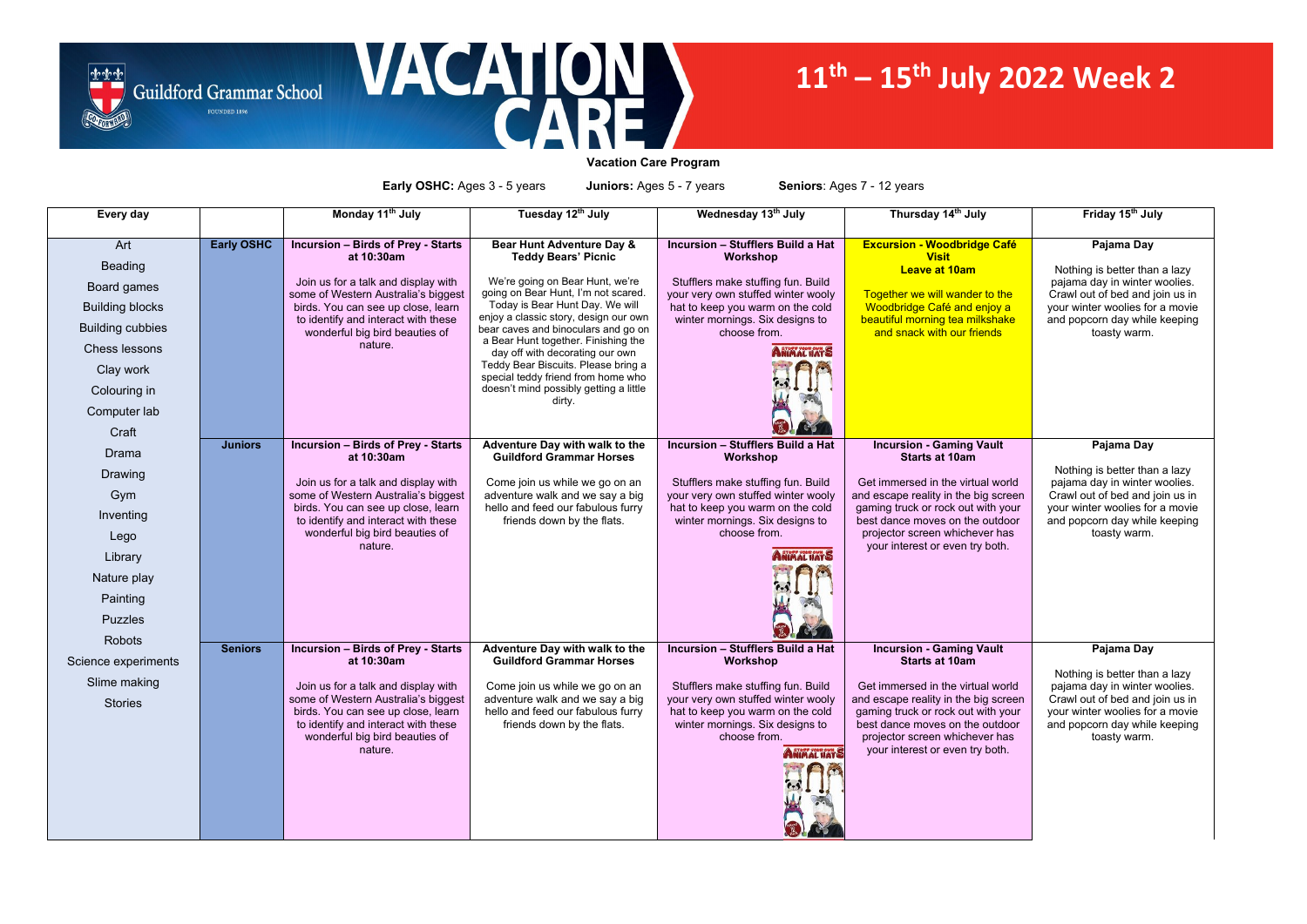Guildford Grammar School

FOUNDED 1896

# VACATION CARE

# 11th – 15th July 2022 Week 2

**Vacation Care Program**

**Early OSHC:** Ages 3 - 5 years **Juniors:** Ages 5 - 7 years **Seniors**: Ages 7 - 12 years

| Every day | | Monday 11th July | Tuesday 12th July | Wednesday 13th July | Thursday 14th July | Friday 15th July |
|---|---|---|---|---|---|---|
| Art<br>Beading<br>Board games<br>Building blocks<br>Building cubbies<br>Chess lessons<br>Clay work<br>Colouring in<br>Computer lab<br>Craft | **Early OSHC** | **Incursion – Birds of Prey - Starts at 10:30am**<br><br>Join us for a talk and display with some of Western Australia's biggest birds. You can see up close, learn to identify and interact with these wonderful big bird beauties of nature. | **Bear Hunt Adventure Day & Teddy Bears' Picnic**<br><br>We're going on Bear Hunt, we're going on Bear Hunt, I'm not scared. Today is Bear Hunt Day. We will enjoy a classic story, design our own bear caves and binoculars and go on a Bear Hunt together. Finishing the day off with decorating our own Teddy Bear Biscuits. Please bring a special teddy friend from home who doesn't mind possibly getting a little dirty. | **Incursion – Stufflers Build a Hat Workshop**<br><br>Stufflers make stuffing fun. Build your very own stuffed winter wooly hat to keep you warm on the cold winter mornings. Six designs to choose from. | **Excursion - Woodbridge Café Visit**<br>**Leave at 10am**<br><br>Together we will wander to the Woodbridge Café and enjoy a beautiful morning tea milkshake and snack with our friends | **Pajama Day**<br><br>Nothing is better than a lazy pajama day in winter woolies. Crawl out of bed and join us in your winter woolies for a movie and popcorn day while keeping toasty warm. |
| Drama<br>Drawing<br>Gym<br>Inventing<br>Lego<br>Library<br>Nature play<br>Painting<br>Puzzles<br>Robots | **Juniors** | **Incursion – Birds of Prey - Starts at 10:30am**<br><br>Join us for a talk and display with some of Western Australia's biggest birds. You can see up close, learn to identify and interact with these wonderful big bird beauties of nature. | **Adventure Day with walk to the Guildford Grammar Horses**<br><br>Come join us while we go on an adventure walk and we say a big hello and feed our fabulous furry friends down by the flats. | **Incursion – Stufflers Build a Hat Workshop**<br><br>Stufflers make stuffing fun. Build your very own stuffed winter wooly hat to keep you warm on the cold winter mornings. Six designs to choose from. | **Incursion - Gaming Vault Starts at 10am**<br><br>Get immersed in the virtual world and escape reality in the big screen gaming truck or rock out with your best dance moves on the outdoor projector screen whichever has your interest or even try both. | **Pajama Day**<br><br>Nothing is better than a lazy pajama day in winter woolies. Crawl out of bed and join us in your winter woolies for a movie and popcorn day while keeping toasty warm. |
| Science experiments<br>Slime making<br>Stories | **Seniors** | **Incursion – Birds of Prey - Starts at 10:30am**<br><br>Join us for a talk and display with some of Western Australia's biggest birds. You can see up close, learn to identify and interact with these wonderful big bird beauties of nature. | **Adventure Day with walk to the Guildford Grammar Horses**<br><br>Come join us while we go on an adventure walk and we say a big hello and feed our fabulous furry friends down by the flats. | **Incursion – Stufflers Build a Hat Workshop**<br><br>Stufflers make stuffing fun. Build your very own stuffed winter wooly hat to keep you warm on the cold winter mornings. Six designs to choose from. | **Incursion - Gaming Vault Starts at 10am**<br><br>Get immersed in the virtual world and escape reality in the big screen gaming truck or rock out with your best dance moves on the outdoor projector screen whichever has your interest or even try both. | **Pajama Day**<br><br>Nothing is better than a lazy pajama day in winter woolies. Crawl out of bed and join us in your winter woolies for a movie and popcorn day while keeping toasty warm. |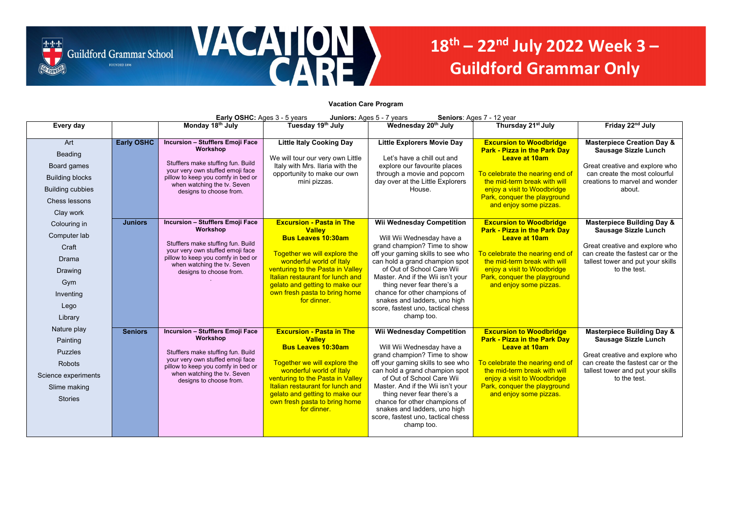Guildford Grammar School

FOUNDED 1896

# VACATION CARE

# 18th – 22nd July 2022 Week 3 – Guildford Grammar Only

**Vacation Care Program**

**Early OSHC:** Ages 3 - 5 years **Juniors:** Ages 5 - 7 years **Seniors**: Ages 7 - 12 year

| Every day | | Monday 18th July | Tuesday 19th July | Wednesday 20th July | Thursday 21st July | Friday 22nd July |
|---|---|---|---|---|---|---|
| Art<br>Beading<br>Board games<br>Building blocks<br>Building cubbies<br>Chess lessons<br>Clay work | **Early OSHC** | **Incursion – Stufflers Emoji Face Workshop**<br><br>Stufflers make stuffing fun. Build your very own stuffed emoji face pillow to keep you comfy in bed or when watching the tv. Seven designs to choose from. | **Little Italy Cooking Day**<br><br>We will tour our very own Little Italy with Mrs. Ilaria with the opportunity to make our own mini pizzas. | **Little Explorers Movie Day**<br><br>Let's have a chill out and explore our favourite places through a movie and popcorn day over at the Little Explorers House. | **Excursion to Woodbridge Park - Pizza in the Park Day Leave at 10am**<br><br>To celebrate the nearing end of the mid-term break with will enjoy a visit to Woodbridge Park, conquer the playground and enjoy some pizzas. | **Masterpiece Creation Day & Sausage Sizzle Lunch**<br><br>Great creative and explore who can create the most colourful creations to marvel and wonder about. |
| Colouring in<br>Computer lab<br>Craft<br>Drama<br>Drawing<br>Gym<br>Inventing<br>Lego<br>Library | **Juniors** | **Incursion – Stufflers Emoji Face Workshop**<br><br>Stufflers make stuffing fun. Build your very own stuffed emoji face pillow to keep you comfy in bed or when watching the tv. Seven designs to choose from.<br>. | **Excursion - Pasta in The Valley**<br>**Bus Leaves 10:30am**<br><br>Together we will explore the wonderful world of Italy venturing to the Pasta in Valley Italian restaurant for lunch and gelato and getting to make our own fresh pasta to bring home for dinner. | **Wii Wednesday Competition**<br><br>Will Wii Wednesday have a grand champion? Time to show off your gaming skills to see who can hold a grand champion spot of Out of School Care Wii Master. And if the Wii isn't your thing never fear there's a chance for other champions of snakes and ladders, uno high score, fastest uno, tactical chess champ too. | **Excursion to Woodbridge Park - Pizza in the Park Day Leave at 10am**<br><br>To celebrate the nearing end of the mid-term break with will enjoy a visit to Woodbridge Park, conquer the playground and enjoy some pizzas. | **Masterpiece Building Day & Sausage Sizzle Lunch**<br><br>Great creative and explore who can create the fastest car or the tallest tower and put your skills to the test. |
| Nature play<br>Painting<br>Puzzles<br>Robots<br>Science experiments<br>Slime making<br>Stories | **Seniors** | **Incursion – Stufflers Emoji Face Workshop**<br><br>Stufflers make stuffing fun. Build your very own stuffed emoji face pillow to keep you comfy in bed or when watching the tv. Seven designs to choose from. | **Excursion - Pasta in The Valley**<br>**Bus Leaves 10:30am**<br><br>Together we will explore the wonderful world of Italy venturing to the Pasta in Valley Italian restaurant for lunch and gelato and getting to make our own fresh pasta to bring home for dinner. | **Wii Wednesday Competition**<br><br>Will Wii Wednesday have a grand champion? Time to show off your gaming skills to see who can hold a grand champion spot of Out of School Care Wii Master. And if the Wii isn't your thing never fear there's a chance for other champions of snakes and ladders, uno high score, fastest uno, tactical chess champ too. | **Excursion to Woodbridge Park - Pizza in the Park Day Leave at 10am**<br><br>To celebrate the nearing end of the mid-term break with will enjoy a visit to Woodbridge Park, conquer the playground and enjoy some pizzas. | **Masterpiece Building Day & Sausage Sizzle Lunch**<br><br>Great creative and explore who can create the fastest car or the tallest tower and put your skills to the test. |